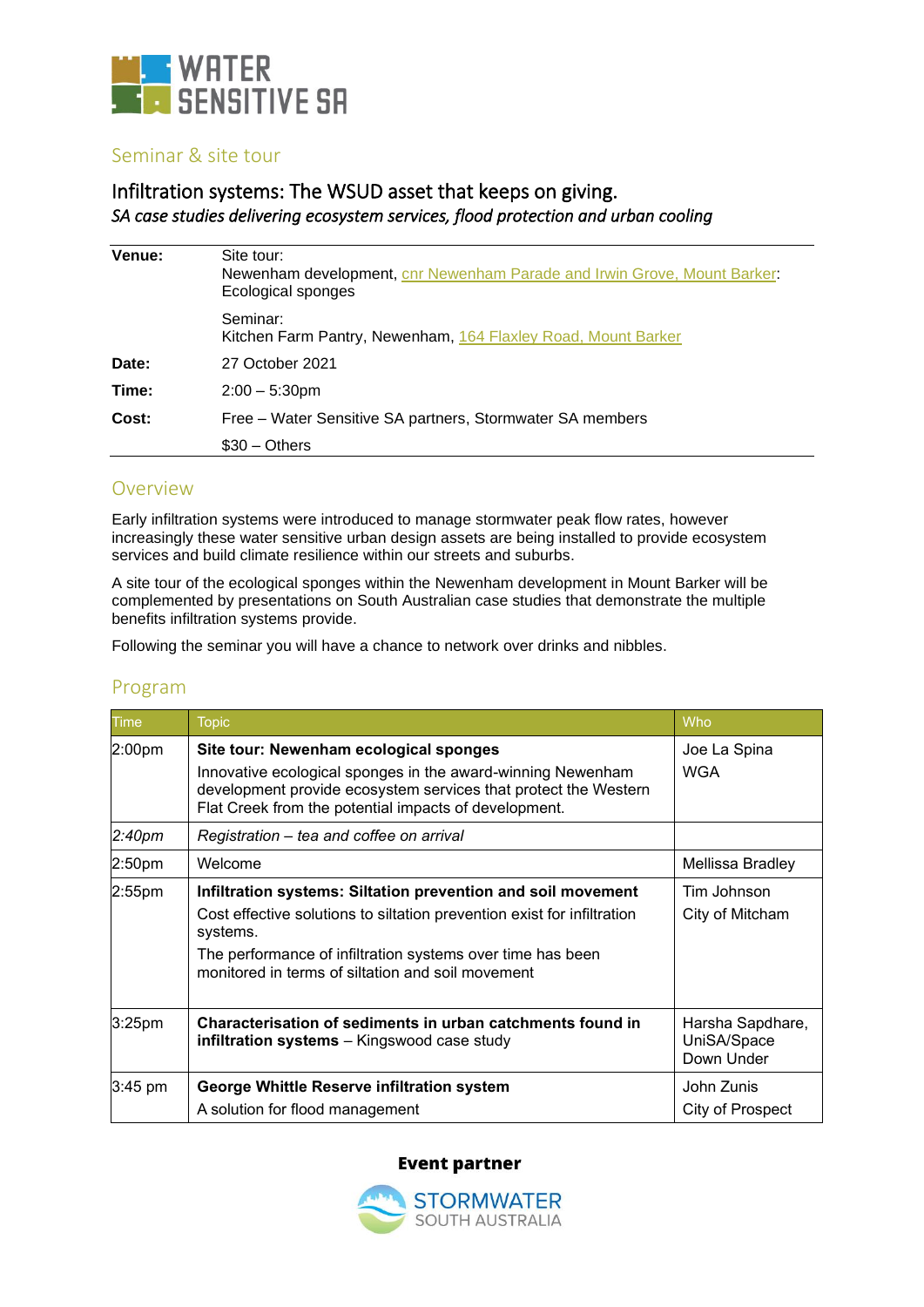# WATER SENSITIVE SA

## Seminar & site tour

## Infiltration systems: The WSUD asset that keeps on giving.

*SA case studies delivering ecosystem services, flood protection and urban cooling*

| | |
|---|---|
| **Venue:** | Site tour: Newenham development, cnr Newenham Parade and Irwin Grove, Mount Barker: Ecological sponges |
| | Seminar: Kitchen Farm Pantry, Newenham, 164 Flaxley Road, Mount Barker |
| **Date:** | 27 October 2021 |
| **Time:** | 2:00 – 5:30pm |
| **Cost:** | Free – Water Sensitive SA partners, Stormwater SA members |
| | $30 – Others |

## Overview

Early infiltration systems were introduced to manage stormwater peak flow rates, however increasingly these water sensitive urban design assets are being installed to provide ecosystem services and build climate resilience within our streets and suburbs.

A site tour of the ecological sponges within the Newenham development in Mount Barker will be complemented by presentations on South Australian case studies that demonstrate the multiple benefits infiltration systems provide.

Following the seminar you will have a chance to network over drinks and nibbles.

## Program

| Time | Topic | Who |
|---|---|---|
| 2:00pm | **Site tour: Newenham ecological sponges**<br>Innovative ecological sponges in the award-winning Newenham development provide ecosystem services that protect the Western Flat Creek from the potential impacts of development. | Joe La Spina<br>WGA |
| *2:40pm* | *Registration – tea and coffee on arrival* | |
| 2:50pm | Welcome | Mellissa Bradley |
| 2:55pm | **Infiltration systems: Siltation prevention and soil movement**<br>Cost effective solutions to siltation prevention exist for infiltration systems.<br>The performance of infiltration systems over time has been monitored in terms of siltation and soil movement | Tim Johnson<br>City of Mitcham |
| 3:25pm | **Characterisation of sediments in urban catchments found in infiltration systems** – Kingswood case study | Harsha Sapdhare, UniSA/Space Down Under |
| 3:45 pm | **George Whittle Reserve infiltration system**<br>A solution for flood management | John Zunis<br>City of Prospect |

**Event partner**

STORMWATER SOUTH AUSTRALIA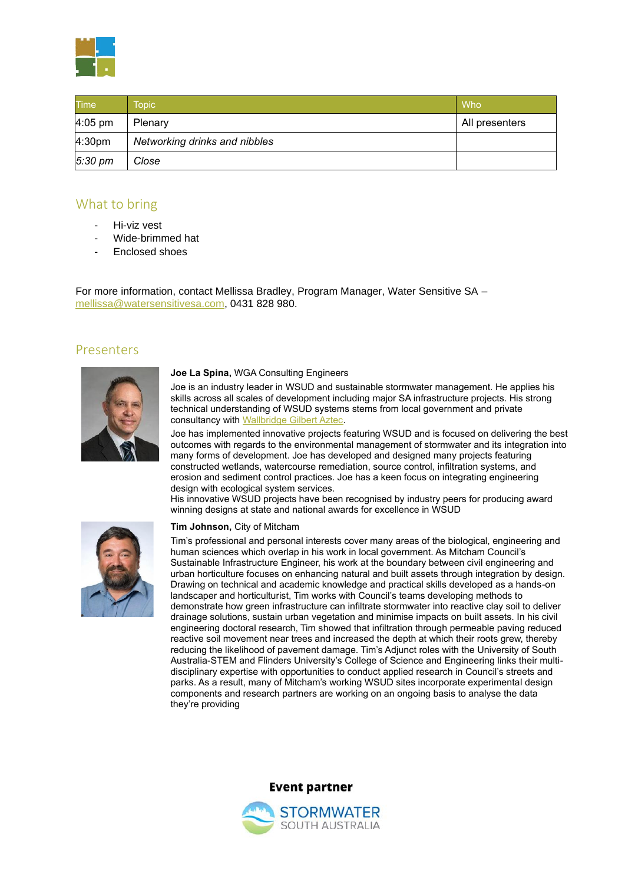| Time | Topic | Who |
| --- | --- | --- |
| 4:05 pm | Plenary | All presenters |
| 4:30pm | *Networking drinks and nibbles* | |
| *5:30 pm* | *Close* | |

## What to bring

- Hi-viz vest
- Wide-brimmed hat
- Enclosed shoes

For more information, contact Mellissa Bradley, Program Manager, Water Sensitive SA – mellissa@watersensitivesa.com, 0431 828 980.

## Presenters

**Joe La Spina,** WGA Consulting Engineers

Joe is an industry leader in WSUD and sustainable stormwater management. He applies his skills across all scales of development including major SA infrastructure projects. His strong technical understanding of WSUD systems stems from local government and private consultancy with Wallbridge Gilbert Aztec.

Joe has implemented innovative projects featuring WSUD and is focused on delivering the best outcomes with regards to the environmental management of stormwater and its integration into many forms of development. Joe has developed and designed many projects featuring constructed wetlands, watercourse remediation, source control, infiltration systems, and erosion and sediment control practices. Joe has a keen focus on integrating engineering design with ecological system services.
His innovative WSUD projects have been recognised by industry peers for producing award winning designs at state and national awards for excellence in WSUD

**Tim Johnson,** City of Mitcham

Tim's professional and personal interests cover many areas of the biological, engineering and human sciences which overlap in his work in local government. As Mitcham Council's Sustainable Infrastructure Engineer, his work at the boundary between civil engineering and urban horticulture focuses on enhancing natural and built assets through integration by design. Drawing on technical and academic knowledge and practical skills developed as a hands-on landscaper and horticulturist, Tim works with Council's teams developing methods to demonstrate how green infrastructure can infiltrate stormwater into reactive clay soil to deliver drainage solutions, sustain urban vegetation and minimise impacts on built assets. In his civil engineering doctoral research, Tim showed that infiltration through permeable paving reduced reactive soil movement near trees and increased the depth at which their roots grew, thereby reducing the likelihood of pavement damage. Tim's Adjunct roles with the University of South Australia-STEM and Flinders University's College of Science and Engineering links their multi-disciplinary expertise with opportunities to conduct applied research in Council's streets and parks. As a result, many of Mitcham's working WSUD sites incorporate experimental design components and research partners are working on an ongoing basis to analyse the data they're providing

**Event partner**

STORMWATER SOUTH AUSTRALIA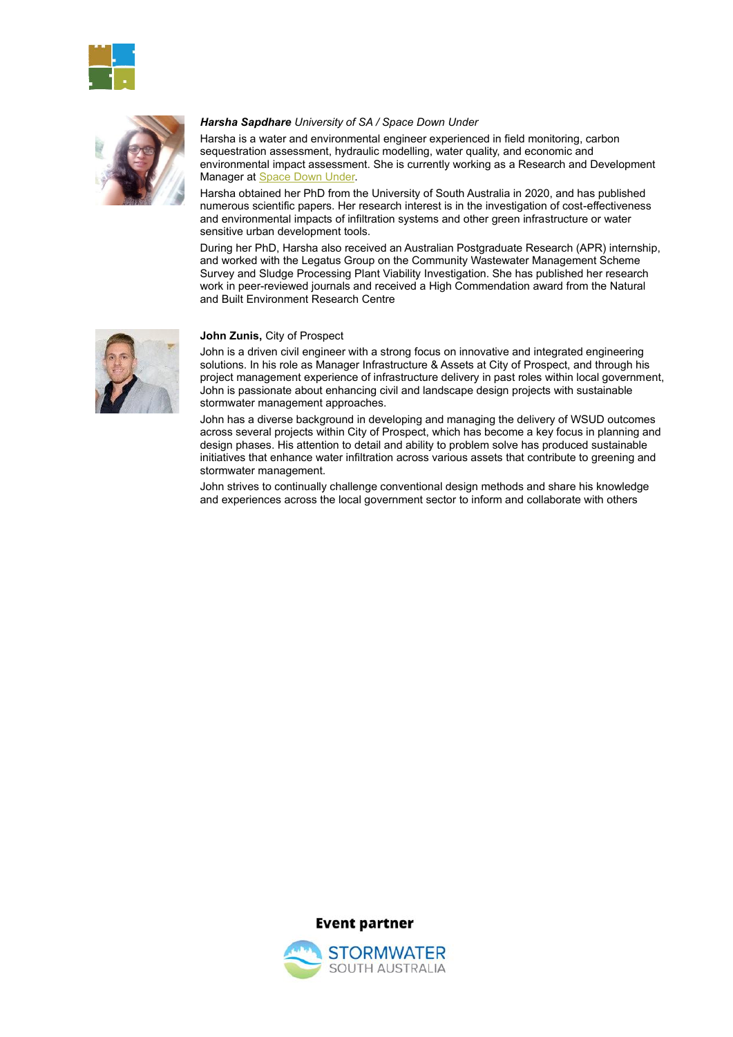***Harsha Sapdhare*** *University of SA / Space Down Under*

Harsha is a water and environmental engineer experienced in field monitoring, carbon sequestration assessment, hydraulic modelling, water quality, and economic and environmental impact assessment. She is currently working as a Research and Development Manager at Space Down Under.

Harsha obtained her PhD from the University of South Australia in 2020, and has published numerous scientific papers. Her research interest is in the investigation of cost-effectiveness and environmental impacts of infiltration systems and other green infrastructure or water sensitive urban development tools.

During her PhD, Harsha also received an Australian Postgraduate Research (APR) internship, and worked with the Legatus Group on the Community Wastewater Management Scheme Survey and Sludge Processing Plant Viability Investigation. She has published her research work in peer-reviewed journals and received a High Commendation award from the Natural and Built Environment Research Centre

**John Zunis,** City of Prospect

John is a driven civil engineer with a strong focus on innovative and integrated engineering solutions. In his role as Manager Infrastructure & Assets at City of Prospect, and through his project management experience of infrastructure delivery in past roles within local government, John is passionate about enhancing civil and landscape design projects with sustainable stormwater management approaches.

John has a diverse background in developing and managing the delivery of WSUD outcomes across several projects within City of Prospect, which has become a key focus in planning and design phases. His attention to detail and ability to problem solve has produced sustainable initiatives that enhance water infiltration across various assets that contribute to greening and stormwater management.

John strives to continually challenge conventional design methods and share his knowledge and experiences across the local government sector to inform and collaborate with others

**Event partner**

STORMWATER SOUTH AUSTRALIA